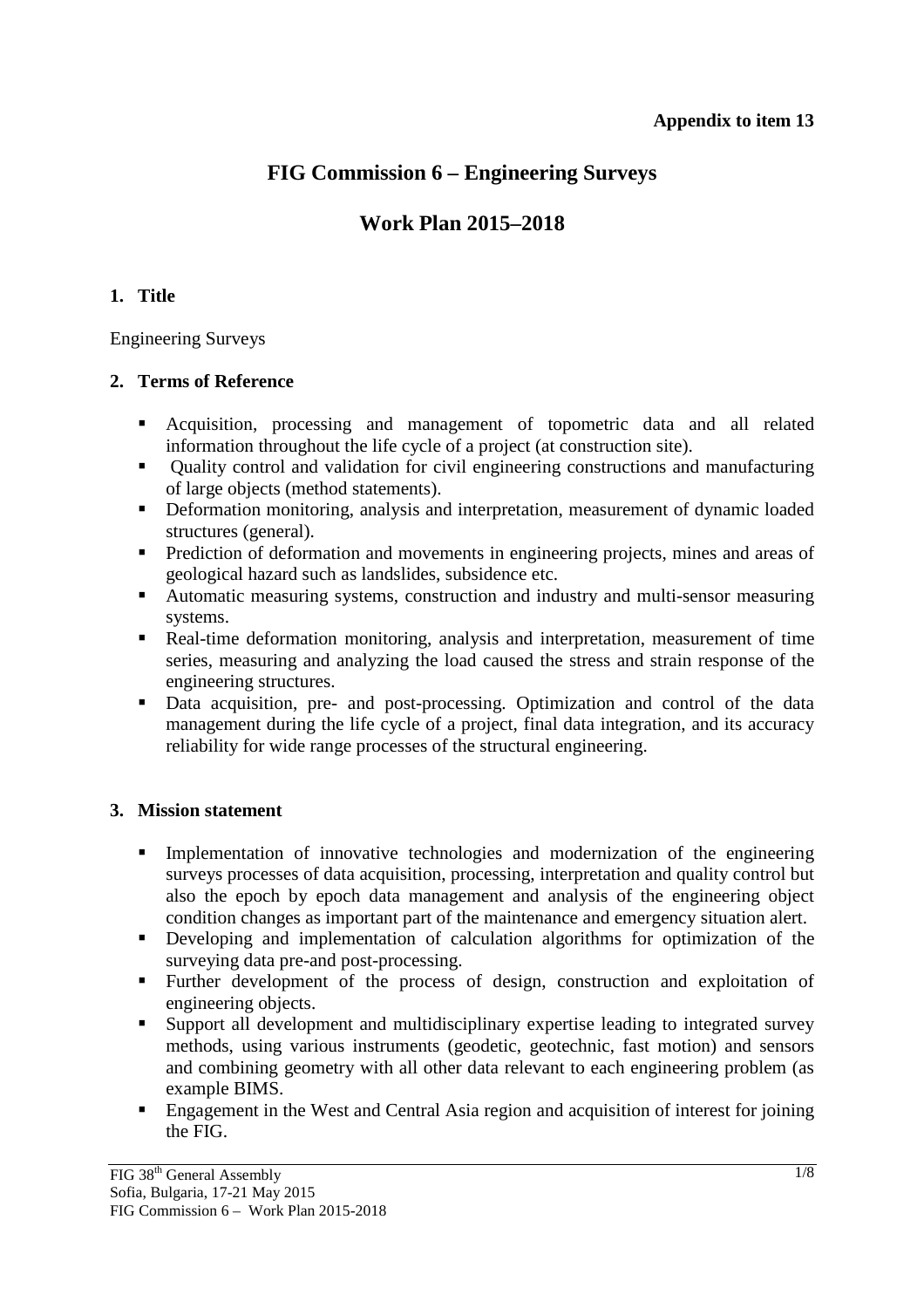**Appendix to item 13**

# FIG Commission 6 – Engineering Surveys

# Work Plan 2015–2018

## 1. Title

Engineering Surveys

## 2. Terms of Reference

- Acquisition, processing and management of topometric data and all related information throughout the life cycle of a project (at construction site).
- Quality control and validation for civil engineering constructions and manufacturing of large objects (method statements).
- Deformation monitoring, analysis and interpretation, measurement of dynamic loaded structures (general).
- Prediction of deformation and movements in engineering projects, mines and areas of geological hazard such as landslides, subsidence etc.
- Automatic measuring systems, construction and industry and multi-sensor measuring systems.
- Real-time deformation monitoring, analysis and interpretation, measurement of time series, measuring and analyzing the load caused the stress and strain response of the engineering structures.
- Data acquisition, pre- and post-processing. Optimization and control of the data management during the life cycle of a project, final data integration, and its accuracy reliability for wide range processes of the structural engineering.

## 3. Mission statement

- Implementation of innovative technologies and modernization of the engineering surveys processes of data acquisition, processing, interpretation and quality control but also the epoch by epoch data management and analysis of the engineering object condition changes as important part of the maintenance and emergency situation alert.
- Developing and implementation of calculation algorithms for optimization of the surveying data pre-and post-processing.
- Further development of the process of design, construction and exploitation of engineering objects.
- Support all development and multidisciplinary expertise leading to integrated survey methods, using various instruments (geodetic, geotechnic, fast motion) and sensors and combining geometry with all other data relevant to each engineering problem (as example BIMS.
- Engagement in the West and Central Asia region and acquisition of interest for joining the FIG.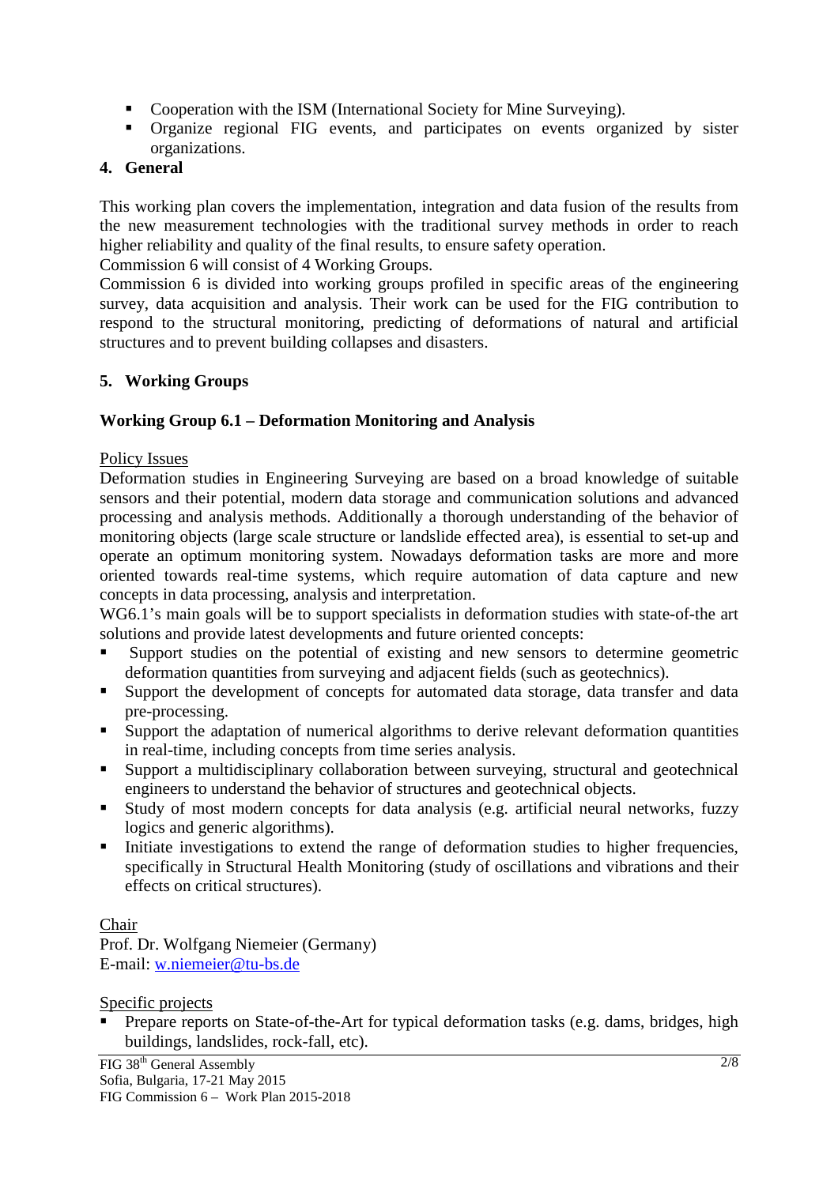- Cooperation with the ISM (International Society for Mine Surveying).
- Organize regional FIG events, and participates on events organized by sister organizations.

## 4. General

This working plan covers the implementation, integration and data fusion of the results from the new measurement technologies with the traditional survey methods in order to reach higher reliability and quality of the final results, to ensure safety operation.
Commission 6 will consist of 4 Working Groups.
Commission 6 is divided into working groups profiled in specific areas of the engineering survey, data acquisition and analysis. Their work can be used for the FIG contribution to respond to the structural monitoring, predicting of deformations of natural and artificial structures and to prevent building collapses and disasters.

## 5. Working Groups

### Working Group 6.1 – Deformation Monitoring and Analysis

Policy Issues

Deformation studies in Engineering Surveying are based on a broad knowledge of suitable sensors and their potential, modern data storage and communication solutions and advanced processing and analysis methods. Additionally a thorough understanding of the behavior of monitoring objects (large scale structure or landslide effected area), is essential to set-up and operate an optimum monitoring system. Nowadays deformation tasks are more and more oriented towards real-time systems, which require automation of data capture and new concepts in data processing, analysis and interpretation.
WG6.1's main goals will be to support specialists in deformation studies with state-of-the art solutions and provide latest developments and future oriented concepts:

- Support studies on the potential of existing and new sensors to determine geometric deformation quantities from surveying and adjacent fields (such as geotechnics).
- Support the development of concepts for automated data storage, data transfer and data pre-processing.
- Support the adaptation of numerical algorithms to derive relevant deformation quantities in real-time, including concepts from time series analysis.
- Support a multidisciplinary collaboration between surveying, structural and geotechnical engineers to understand the behavior of structures and geotechnical objects.
- Study of most modern concepts for data analysis (e.g. artificial neural networks, fuzzy logics and generic algorithms).
- Initiate investigations to extend the range of deformation studies to higher frequencies, specifically in Structural Health Monitoring (study of oscillations and vibrations and their effects on critical structures).

Chair

Prof. Dr. Wolfgang Niemeier (Germany)
E-mail: w.niemeier@tu-bs.de

Specific projects

- Prepare reports on State-of-the-Art for typical deformation tasks (e.g. dams, bridges, high buildings, landslides, rock-fall, etc).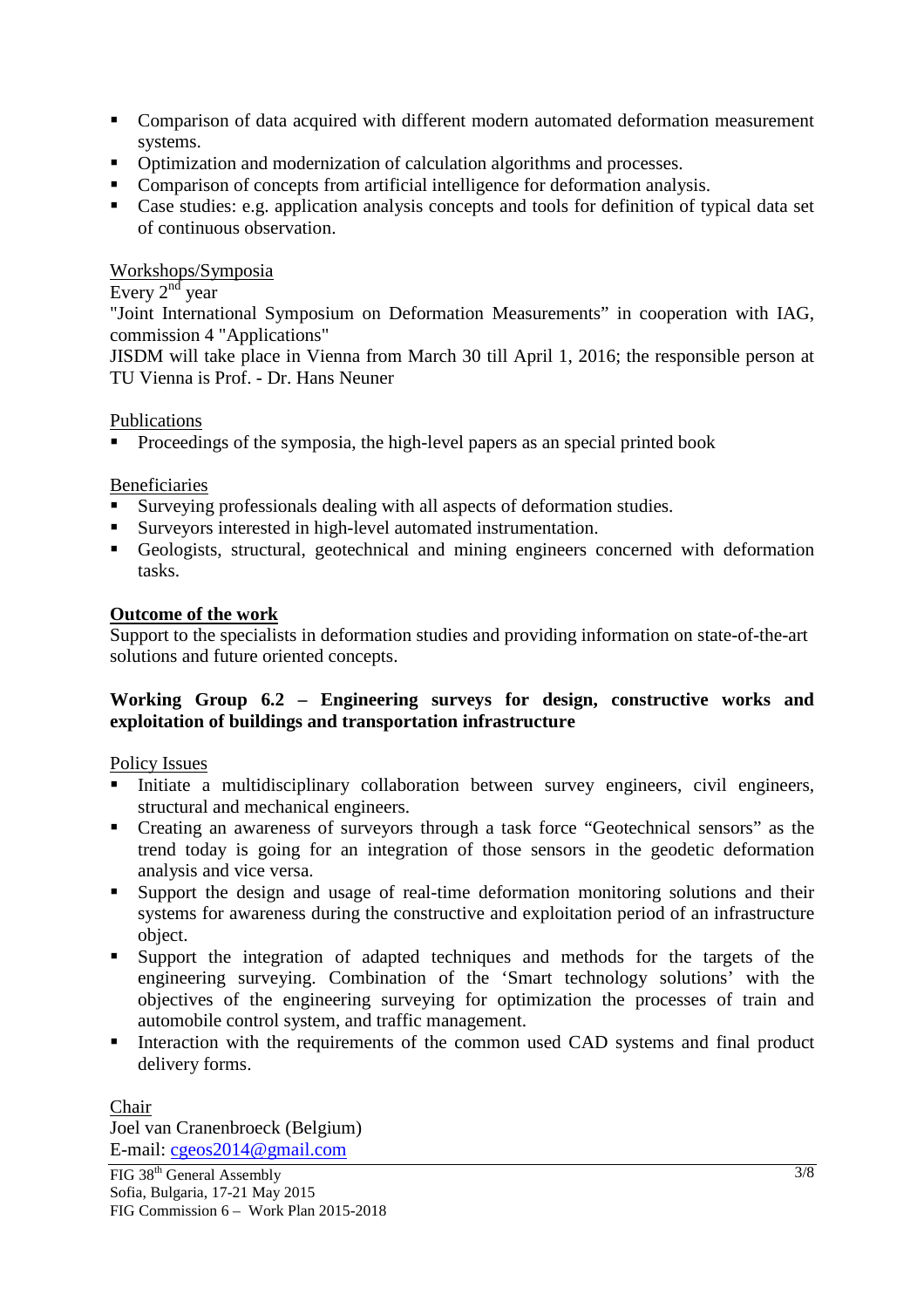- Comparison of data acquired with different modern automated deformation measurement systems.
- Optimization and modernization of calculation algorithms and processes.
- Comparison of concepts from artificial intelligence for deformation analysis.
- Case studies: e.g. application analysis concepts and tools for definition of typical data set of continuous observation.

Workshops/Symposia

Every 2nd year

"Joint International Symposium on Deformation Measurements" in cooperation with IAG, commission 4 "Applications"

JISDM will take place in Vienna from March 30 till April 1, 2016; the responsible person at TU Vienna is Prof. - Dr. Hans Neuner

Publications

- Proceedings of the symposia, the high-level papers as an special printed book

Beneficiaries

- Surveying professionals dealing with all aspects of deformation studies.
- Surveyors interested in high-level automated instrumentation.
- Geologists, structural, geotechnical and mining engineers concerned with deformation tasks.

**Outcome of the work**

Support to the specialists in deformation studies and providing information on state-of-the-art solutions and future oriented concepts.

**Working Group 6.2 – Engineering surveys for design, constructive works and exploitation of buildings and transportation infrastructure**

Policy Issues

- Initiate a multidisciplinary collaboration between survey engineers, civil engineers, structural and mechanical engineers.
- Creating an awareness of surveyors through a task force "Geotechnical sensors" as the trend today is going for an integration of those sensors in the geodetic deformation analysis and vice versa.
- Support the design and usage of real-time deformation monitoring solutions and their systems for awareness during the constructive and exploitation period of an infrastructure object.
- Support the integration of adapted techniques and methods for the targets of the engineering surveying. Combination of the 'Smart technology solutions' with the objectives of the engineering surveying for optimization the processes of train and automobile control system, and traffic management.
- Interaction with the requirements of the common used CAD systems and final product delivery forms.

Chair

Joel van Cranenbroeck (Belgium)

E-mail: cgeos2014@gmail.com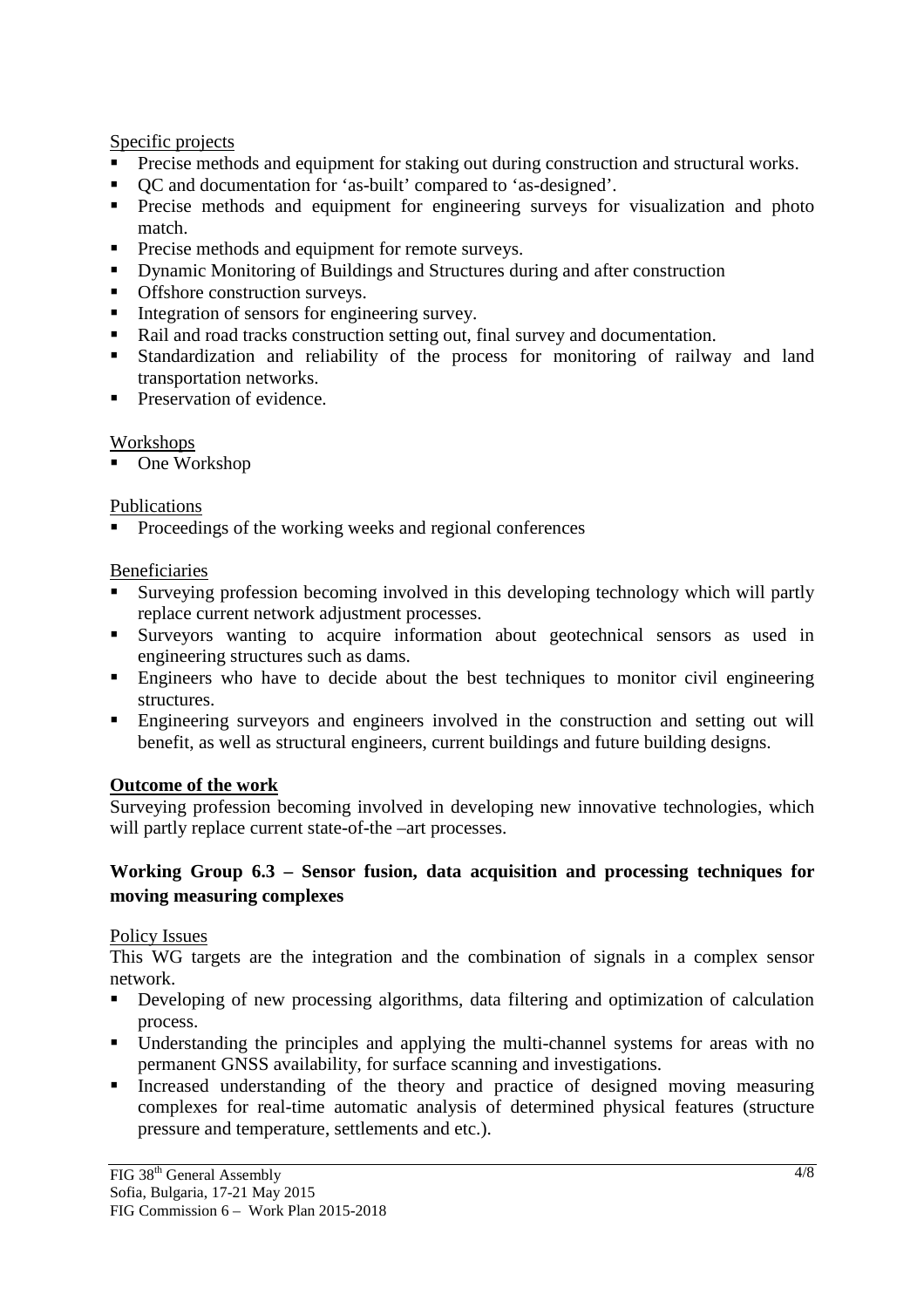Specific projects

- Precise methods and equipment for staking out during construction and structural works.
- QC and documentation for 'as-built' compared to 'as-designed'.
- Precise methods and equipment for engineering surveys for visualization and photo match.
- Precise methods and equipment for remote surveys.
- Dynamic Monitoring of Buildings and Structures during and after construction
- Offshore construction surveys.
- Integration of sensors for engineering survey.
- Rail and road tracks construction setting out, final survey and documentation.
- Standardization and reliability of the process for monitoring of railway and land transportation networks.
- Preservation of evidence.

Workshops

- One Workshop

Publications

- Proceedings of the working weeks and regional conferences

Beneficiaries

- Surveying profession becoming involved in this developing technology which will partly replace current network adjustment processes.
- Surveyors wanting to acquire information about geotechnical sensors as used in engineering structures such as dams.
- Engineers who have to decide about the best techniques to monitor civil engineering structures.
- Engineering surveyors and engineers involved in the construction and setting out will benefit, as well as structural engineers, current buildings and future building designs.

**Outcome of the work**

Surveying profession becoming involved in developing new innovative technologies, which will partly replace current state-of-the –art processes.

### Working Group 6.3 – Sensor fusion, data acquisition and processing techniques for moving measuring complexes

Policy Issues

This WG targets are the integration and the combination of signals in a complex sensor network.

- Developing of new processing algorithms, data filtering and optimization of calculation process.
- Understanding the principles and applying the multi-channel systems for areas with no permanent GNSS availability, for surface scanning and investigations.
- Increased understanding of the theory and practice of designed moving measuring complexes for real-time automatic analysis of determined physical features (structure pressure and temperature, settlements and etc.).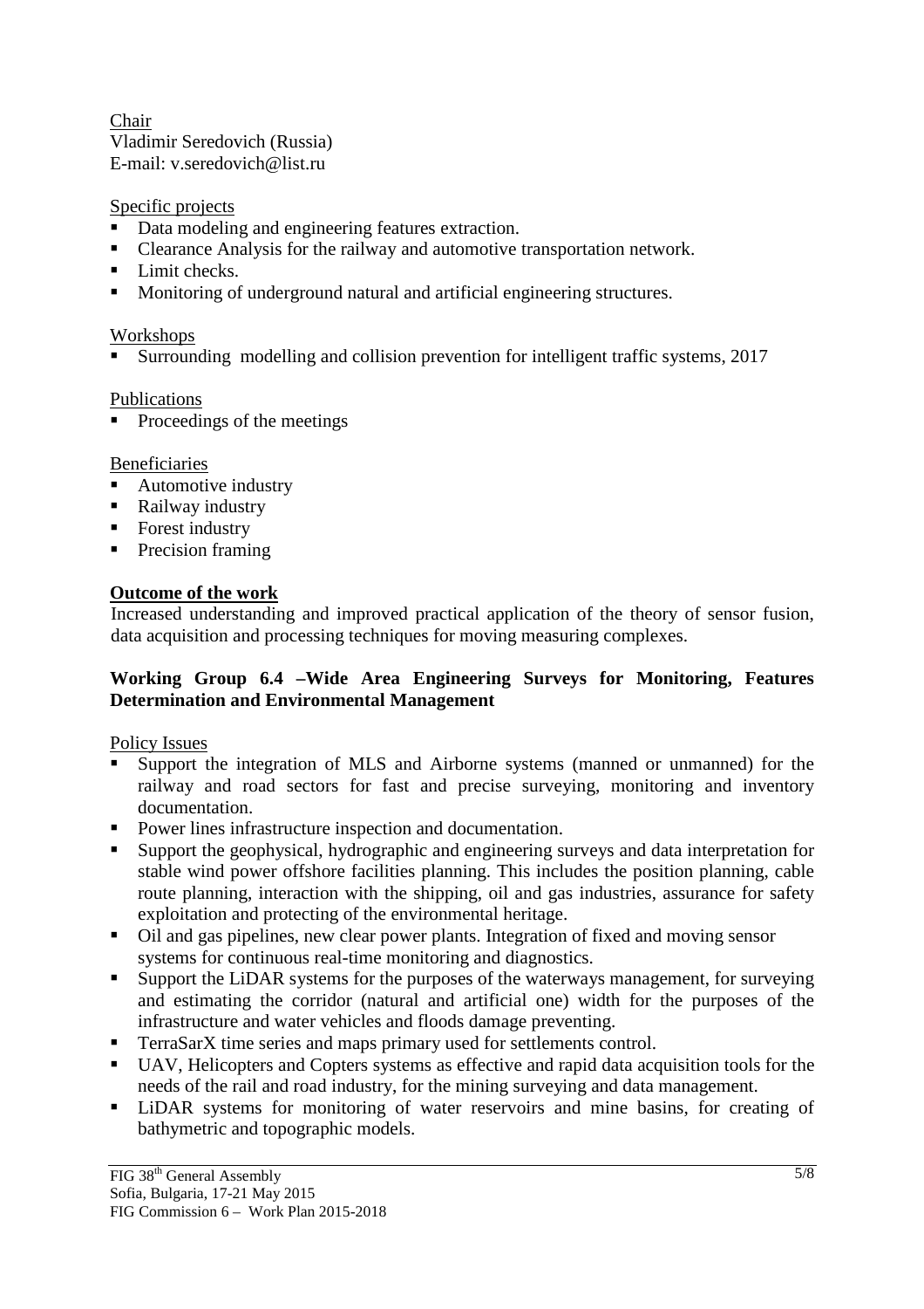Chair
Vladimir Seredovich (Russia)
E-mail: v.seredovich@list.ru

Specific projects

- Data modeling and engineering features extraction.
- Clearance Analysis for the railway and automotive transportation network.
- Limit checks.
- Monitoring of underground natural and artificial engineering structures.

Workshops

- Surrounding modelling and collision prevention for intelligent traffic systems, 2017

Publications

- Proceedings of the meetings

Beneficiaries

- Automotive industry
- Railway industry
- Forest industry
- Precision framing

**Outcome of the work**

Increased understanding and improved practical application of the theory of sensor fusion, data acquisition and processing techniques for moving measuring complexes.

### Working Group 6.4 –Wide Area Engineering Surveys for Monitoring, Features Determination and Environmental Management

Policy Issues

- Support the integration of MLS and Airborne systems (manned or unmanned) for the railway and road sectors for fast and precise surveying, monitoring and inventory documentation.
- Power lines infrastructure inspection and documentation.
- Support the geophysical, hydrographic and engineering surveys and data interpretation for stable wind power offshore facilities planning. This includes the position planning, cable route planning, interaction with the shipping, oil and gas industries, assurance for safety exploitation and protecting of the environmental heritage.
- Oil and gas pipelines, new clear power plants. Integration of fixed and moving sensor systems for continuous real-time monitoring and diagnostics.
- Support the LiDAR systems for the purposes of the waterways management, for surveying and estimating the corridor (natural and artificial one) width for the purposes of the infrastructure and water vehicles and floods damage preventing.
- TerraSarX time series and maps primary used for settlements control.
- UAV, Helicopters and Copters systems as effective and rapid data acquisition tools for the needs of the rail and road industry, for the mining surveying and data management.
- LiDAR systems for monitoring of water reservoirs and mine basins, for creating of bathymetric and topographic models.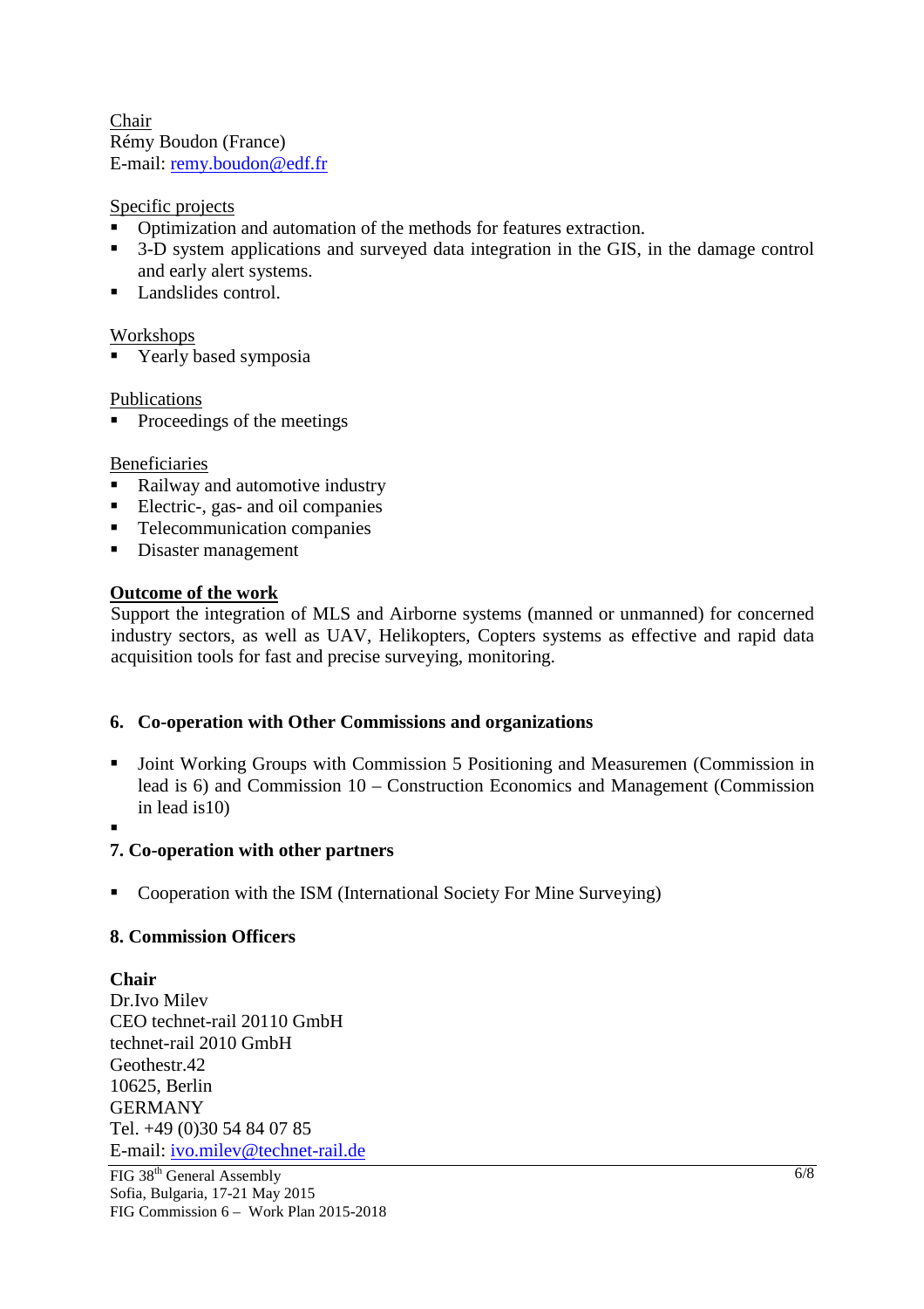Chair
Rémy Boudon (France)
E-mail: remy.boudon@edf.fr

Specific projects

- Optimization and automation of the methods for features extraction.
- 3-D system applications and surveyed data integration in the GIS, in the damage control and early alert systems.
- Landslides control.

Workshops

- Yearly based symposia

Publications

- Proceedings of the meetings

Beneficiaries

- Railway and automotive industry
- Electric-, gas- and oil companies
- Telecommunication companies
- Disaster management

**Outcome of the work**

Support the integration of MLS and Airborne systems (manned or unmanned) for concerned industry sectors, as well as UAV, Helikopters, Copters systems as effective and rapid data acquisition tools for fast and precise surveying, monitoring.

## 6. Co-operation with Other Commissions and organizations

- Joint Working Groups with Commission 5 Positioning and Measuremen (Commission in lead is 6) and Commission 10 – Construction Economics and Management (Commission in lead is10)
-

## 7. Co-operation with other partners

- Cooperation with the ISM (International Society For Mine Surveying)

## 8. Commission Officers

**Chair**
Dr.Ivo Milev
CEO technet-rail 20110 GmbH
technet-rail 2010 GmbH
Geothestr.42
10625, Berlin
GERMANY
Tel. +49 (0)30 54 84 07 85
E-mail: ivo.milev@technet-rail.de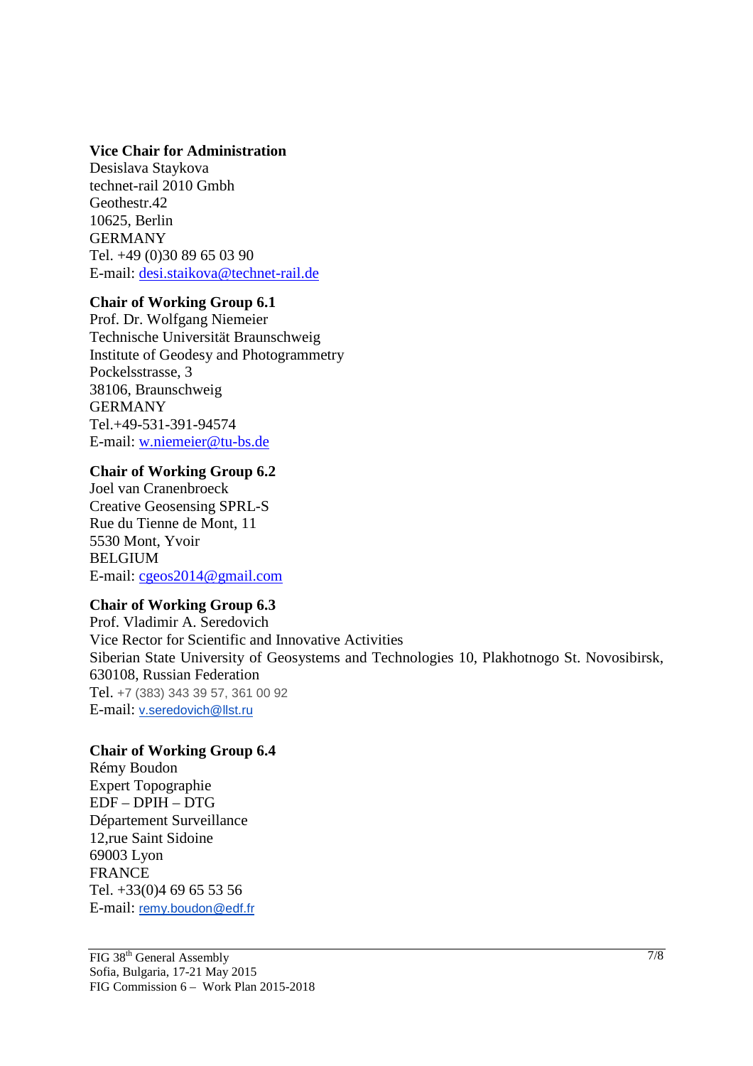**Vice Chair for Administration**
Desislava Staykova
technet-rail 2010 Gmbh
Geothestr.42
10625, Berlin
GERMANY
Tel. +49 (0)30 89 65 03 90
E-mail: desi.staikova@technet-rail.de

**Chair of Working Group 6.1**
Prof. Dr. Wolfgang Niemeier
Technische Universität Braunschweig
Institute of Geodesy and Photogrammetry
Pockelsstrasse, 3
38106, Braunschweig
GERMANY
Tel.+49-531-391-94574
E-mail: w.niemeier@tu-bs.de

**Chair of Working Group 6.2**
Joel van Cranenbroeck
Creative Geosensing SPRL-S
Rue du Tienne de Mont, 11
5530 Mont, Yvoir
BELGIUM
E-mail: cgeos2014@gmail.com

**Chair of Working Group 6.3**
Prof. Vladimir A. Seredovich
Vice Rector for Scientific and Innovative Activities
Siberian State University of Geosystems and Technologies 10, Plakhotnogo St. Novosibirsk, 630108, Russian Federation
Tel. +7 (383) 343 39 57, 361 00 92
E-mail: v.seredovich@llst.ru

**Chair of Working Group 6.4**
Rémy Boudon
Expert Topographie
EDF – DPIH – DTG
Département Surveillance
12,rue Saint Sidoine
69003 Lyon
FRANCE
Tel. +33(0)4 69 65 53 56
E-mail: remy.boudon@edf.fr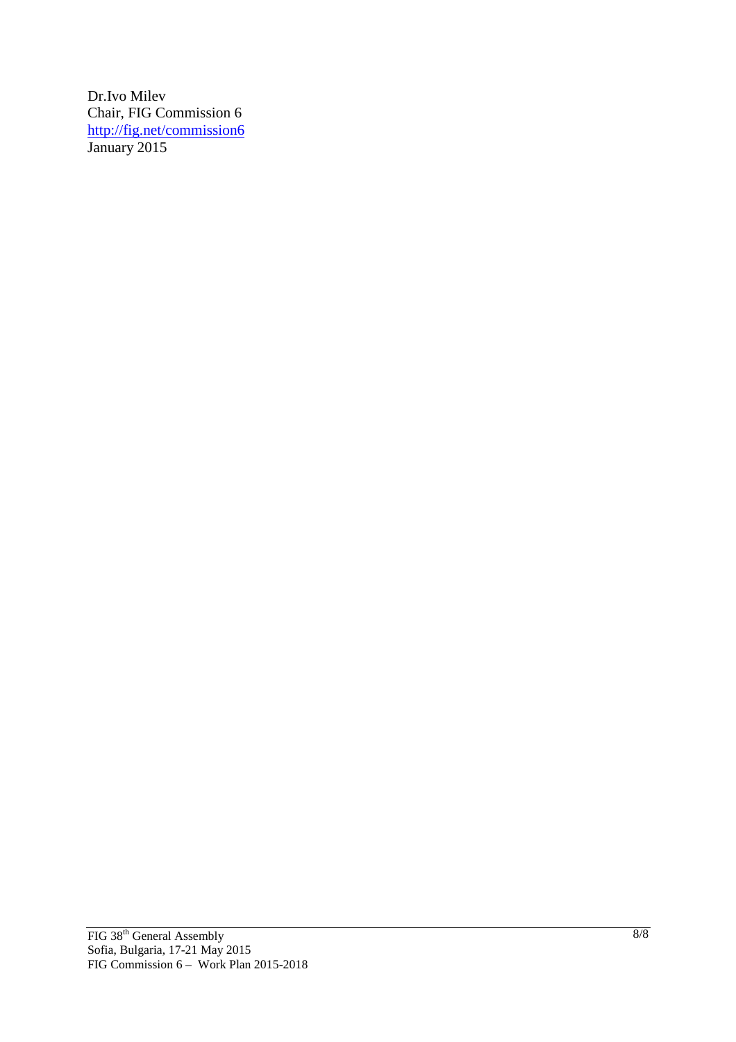Dr.Ivo Milev
Chair, FIG Commission 6
http://fig.net/commission6
January 2015